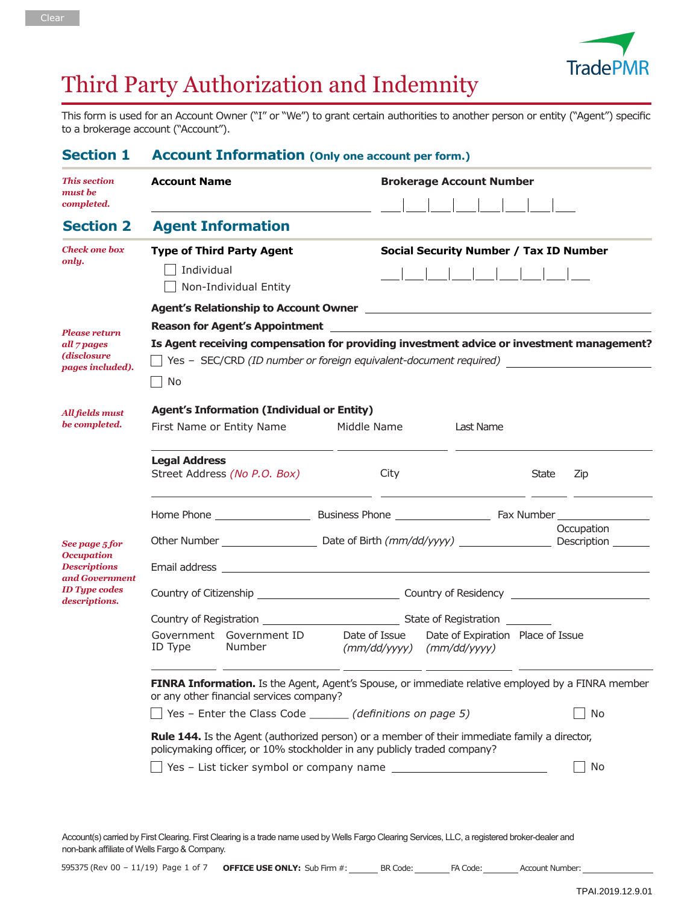Clear

TradePMR

# Third Party Authorization and Indemnity

This form is used for an Account Owner ("I" or "We") to grant certain authorities to another person or entity ("Agent") specific to a brokerage account ("Account").

## Section 1 Account Information (Only one account per form.)

*This section must be completed.*

**Account Name** ______________________

**Brokerage Account Number** ___|___|___|___|___|___|___|___

## Section 2 Agent Information

*Check one box only.*

**Type of Third Party Agent**

- ☐ Individual
- ☐ Non-Individual Entity

**Social Security Number / Tax ID Number** ___|___|___|___|___|___|___|___|___

**Agent's Relationship to Account Owner** ______________________

*Please return all 7 pages (disclosure pages included).*

**Reason for Agent's Appointment** ______________________

**Is Agent receiving compensation for providing investment advice or investment management?**

- ☐ Yes – SEC/CRD *(ID number or foreign equivalent-document required)* ______________________
- ☐ No

*All fields must be completed.*

**Agent's Information (Individual or Entity)**

First Name or Entity Name ______________ Middle Name ______________ Last Name ______________

**Legal Address**

Street Address *(No P.O. Box)* ______________ City ______________ State ______ Zip ______

Home Phone ______________ Business Phone ______________ Fax Number ______________

*See page 5 for Occupation Descriptions and Government ID Type codes descriptions.*

Other Number ______________ Date of Birth *(mm/dd/yyyy)* ______________ Occupation Description ______

Email address ______________________

Country of Citizenship ______________ Country of Residency ______________

Country of Registration ______________ State of Registration ______

| Government ID Type | Government ID Number | Date of Issue *(mm/dd/yyyy)* | Date of Expiration *(mm/dd/yyyy)* | Place of Issue |
|---|---|---|---|---|
| | | | | |

**FINRA Information.** Is the Agent, Agent's Spouse, or immediate relative employed by a FINRA member or any other financial services company?

- ☐ Yes – Enter the Class Code ______ *(definitions on page 5)*
- ☐ No

**Rule 144.** Is the Agent (authorized person) or a member of their immediate family a director, policymaking officer, or 10% stockholder in any publicly traded company?

- ☐ Yes – List ticker symbol or company name ______________________
- ☐ No

Account(s) carried by First Clearing. First Clearing is a trade name used by Wells Fargo Clearing Services, LLC, a registered broker-dealer and non-bank affiliate of Wells Fargo & Company.

595375 (Rev 00 – 11/19) **OFFICE USE ONLY:** Sub Firm #: ______ BR Code: ______ FA Code: ______ Account Number: ______

TPAI.2019.12.9.01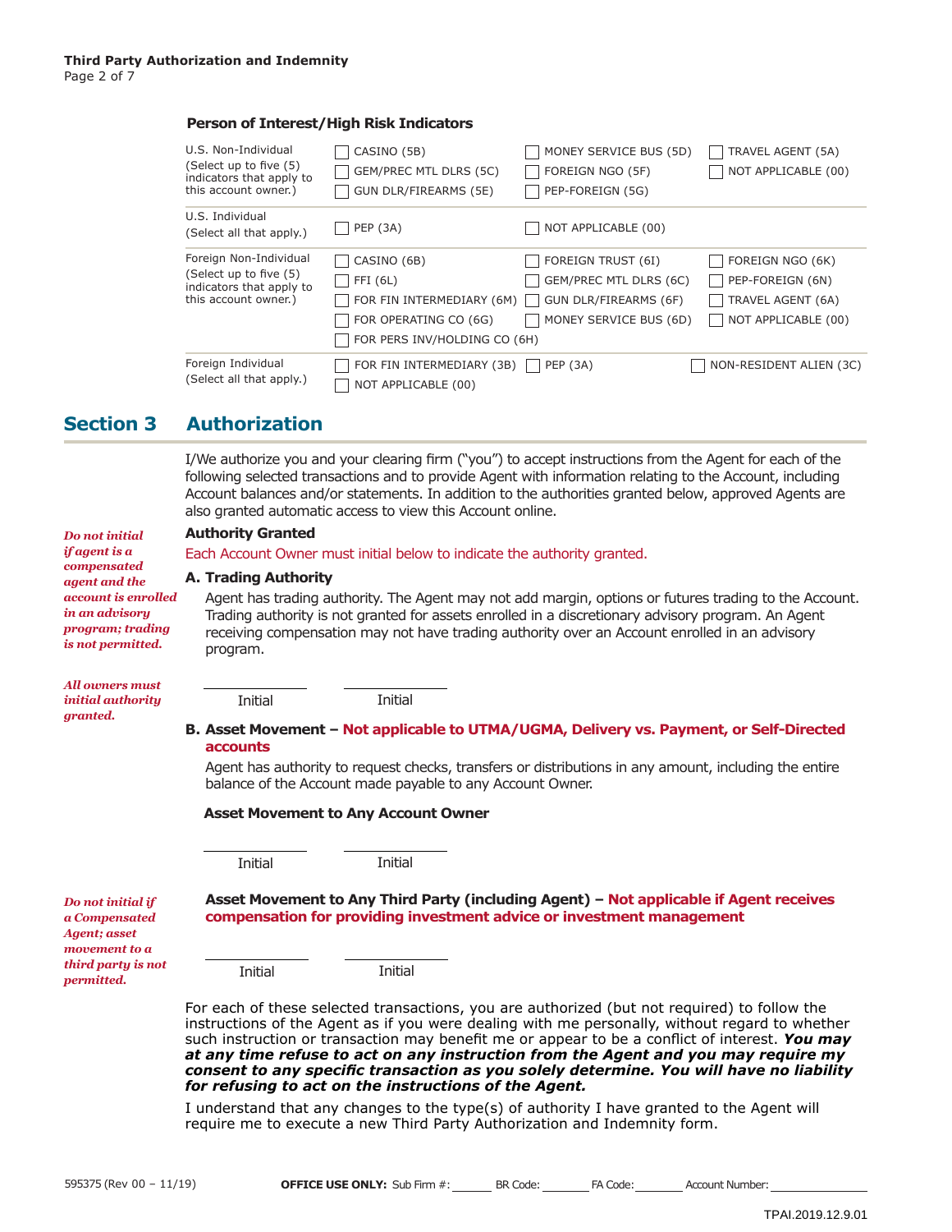**Person of Interest/High Risk Indicators**

| | | | |
|---|---|---|---|
| U.S. Non-Individual (Select up to five (5) indicators that apply to this account owner.) | ☐ CASINO (5B)<br>☐ GEM/PREC MTL DLRS (5C)<br>☐ GUN DLR/FIREARMS (5E) | ☐ MONEY SERVICE BUS (5D)<br>☐ FOREIGN NGO (5F)<br>☐ PEP-FOREIGN (5G) | ☐ TRAVEL AGENT (5A)<br>☐ NOT APPLICABLE (00) |
| U.S. Individual (Select all that apply.) | ☐ PEP (3A) | ☐ NOT APPLICABLE (00) | |
| Foreign Non-Individual (Select up to five (5) indicators that apply to this account owner.) | ☐ CASINO (6B)<br>☐ FFI (6L)<br>☐ FOR FIN INTERMEDIARY (6M)<br>☐ FOR OPERATING CO (6G)<br>☐ FOR PERS INV/HOLDING CO (6H) | ☐ FOREIGN TRUST (6I)<br>☐ GEM/PREC MTL DLRS (6C)<br>☐ GUN DLR/FIREARMS (6F)<br>☐ MONEY SERVICE BUS (6D) | ☐ FOREIGN NGO (6K)<br>☐ PEP-FOREIGN (6N)<br>☐ TRAVEL AGENT (6A)<br>☐ NOT APPLICABLE (00) |
| Foreign Individual (Select all that apply.) | ☐ FOR FIN INTERMEDIARY (3B)<br>☐ NOT APPLICABLE (00) | ☐ PEP (3A) | ☐ NON-RESIDENT ALIEN (3C) |

## Section 3 Authorization

I/We authorize you and your clearing firm ("you") to accept instructions from the Agent for each of the following selected transactions and to provide Agent with information relating to the Account, including Account balances and/or statements. In addition to the authorities granted below, approved Agents are also granted automatic access to view this Account online.

***Do not initial if agent is a compensated agent and the account is enrolled in an advisory program; trading is not permitted.***

**Authority Granted**

Each Account Owner must initial below to indicate the authority granted.

**A. Trading Authority**

Agent has trading authority. The Agent may not add margin, options or futures trading to the Account. Trading authority is not granted for assets enrolled in a discretionary advisory program. An Agent receiving compensation may not have trading authority over an Account enrolled in an advisory program.

***All owners must initial authority granted.***

\_\_\_\_\_\_\_\_\_\_ Initial　　\_\_\_\_\_\_\_\_\_\_ Initial

**B. Asset Movement – Not applicable to UTMA/UGMA, Delivery vs. Payment, or Self-Directed accounts**

Agent has authority to request checks, transfers or distributions in any amount, including the entire balance of the Account made payable to any Account Owner.

**Asset Movement to Any Account Owner**

\_\_\_\_\_\_\_\_\_\_ Initial　　\_\_\_\_\_\_\_\_\_\_ Initial

***Do not initial if a Compensated Agent; asset movement to a third party is not permitted.***

**Asset Movement to Any Third Party (including Agent) – Not applicable if Agent receives compensation for providing investment advice or investment management**

\_\_\_\_\_\_\_\_\_\_ Initial　　\_\_\_\_\_\_\_\_\_\_ Initial

For each of these selected transactions, you are authorized (but not required) to follow the instructions of the Agent as if you were dealing with me personally, without regard to whether such instruction or transaction may benefit me or appear to be a conflict of interest. ***You may at any time refuse to act on any instruction from the Agent and you may require my consent to any specific transaction as you solely determine. You will have no liability for refusing to act on the instructions of the Agent.***

I understand that any changes to the type(s) of authority I have granted to the Agent will require me to execute a new Third Party Authorization and Indemnity form.

595375 (Rev 00 – 11/19)　**OFFICE USE ONLY:** Sub Firm #: \_\_\_\_\_ BR Code: \_\_\_\_\_ FA Code: \_\_\_\_\_ Account Number: \_\_\_\_\_

TPAI.2019.12.9.01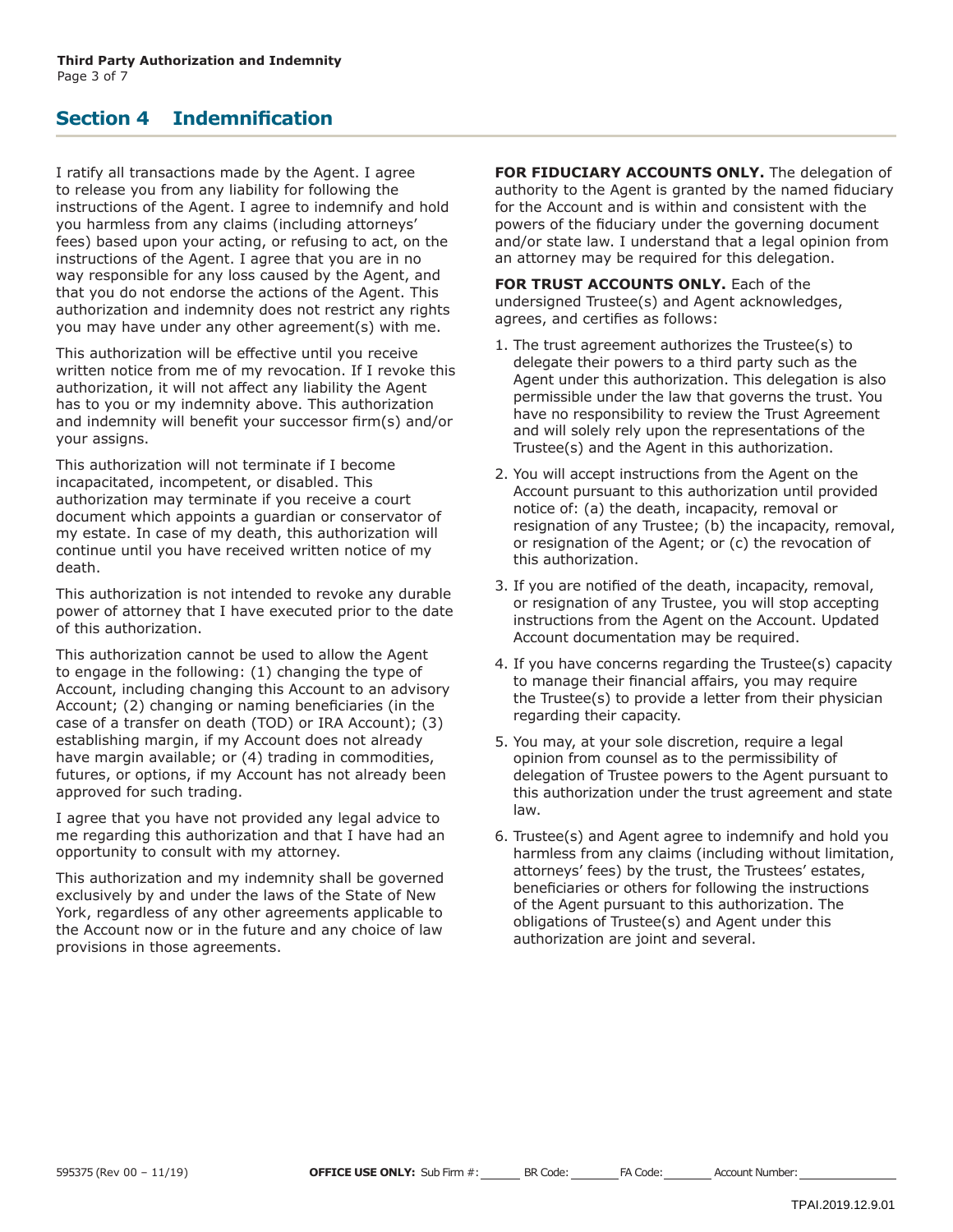## Section 4 Indemnification

I ratify all transactions made by the Agent. I agree to release you from any liability for following the instructions of the Agent. I agree to indemnify and hold you harmless from any claims (including attorneys' fees) based upon your acting, or refusing to act, on the instructions of the Agent. I agree that you are in no way responsible for any loss caused by the Agent, and that you do not endorse the actions of the Agent. This authorization and indemnity does not restrict any rights you may have under any other agreement(s) with me.

This authorization will be effective until you receive written notice from me of my revocation. If I revoke this authorization, it will not affect any liability the Agent has to you or my indemnity above. This authorization and indemnity will benefit your successor firm(s) and/or your assigns.

This authorization will not terminate if I become incapacitated, incompetent, or disabled. This authorization may terminate if you receive a court document which appoints a guardian or conservator of my estate. In case of my death, this authorization will continue until you have received written notice of my death.

This authorization is not intended to revoke any durable power of attorney that I have executed prior to the date of this authorization.

This authorization cannot be used to allow the Agent to engage in the following: (1) changing the type of Account, including changing this Account to an advisory Account; (2) changing or naming beneficiaries (in the case of a transfer on death (TOD) or IRA Account); (3) establishing margin, if my Account does not already have margin available; or (4) trading in commodities, futures, or options, if my Account has not already been approved for such trading.

I agree that you have not provided any legal advice to me regarding this authorization and that I have had an opportunity to consult with my attorney.

This authorization and my indemnity shall be governed exclusively by and under the laws of the State of New York, regardless of any other agreements applicable to the Account now or in the future and any choice of law provisions in those agreements.

**FOR FIDUCIARY ACCOUNTS ONLY.** The delegation of authority to the Agent is granted by the named fiduciary for the Account and is within and consistent with the powers of the fiduciary under the governing document and/or state law. I understand that a legal opinion from an attorney may be required for this delegation.

**FOR TRUST ACCOUNTS ONLY.** Each of the undersigned Trustee(s) and Agent acknowledges, agrees, and certifies as follows:

1. The trust agreement authorizes the Trustee(s) to delegate their powers to a third party such as the Agent under this authorization. This delegation is also permissible under the law that governs the trust. You have no responsibility to review the Trust Agreement and will solely rely upon the representations of the Trustee(s) and the Agent in this authorization.
2. You will accept instructions from the Agent on the Account pursuant to this authorization until provided notice of: (a) the death, incapacity, removal or resignation of any Trustee; (b) the incapacity, removal, or resignation of the Agent; or (c) the revocation of this authorization.
3. If you are notified of the death, incapacity, removal, or resignation of any Trustee, you will stop accepting instructions from the Agent on the Account. Updated Account documentation may be required.
4. If you have concerns regarding the Trustee(s) capacity to manage their financial affairs, you may require the Trustee(s) to provide a letter from their physician regarding their capacity.
5. You may, at your sole discretion, require a legal opinion from counsel as to the permissibility of delegation of Trustee powers to the Agent pursuant to this authorization under the trust agreement and state law.
6. Trustee(s) and Agent agree to indemnify and hold you harmless from any claims (including without limitation, attorneys' fees) by the trust, the Trustees' estates, beneficiaries or others for following the instructions of the Agent pursuant to this authorization. The obligations of Trustee(s) and Agent under this authorization are joint and several.

595375 (Rev 00 – 11/19)

**OFFICE USE ONLY:** Sub Firm #: ______ BR Code: ______ FA Code: ______ Account Number: ______

TPAI.2019.12.9.01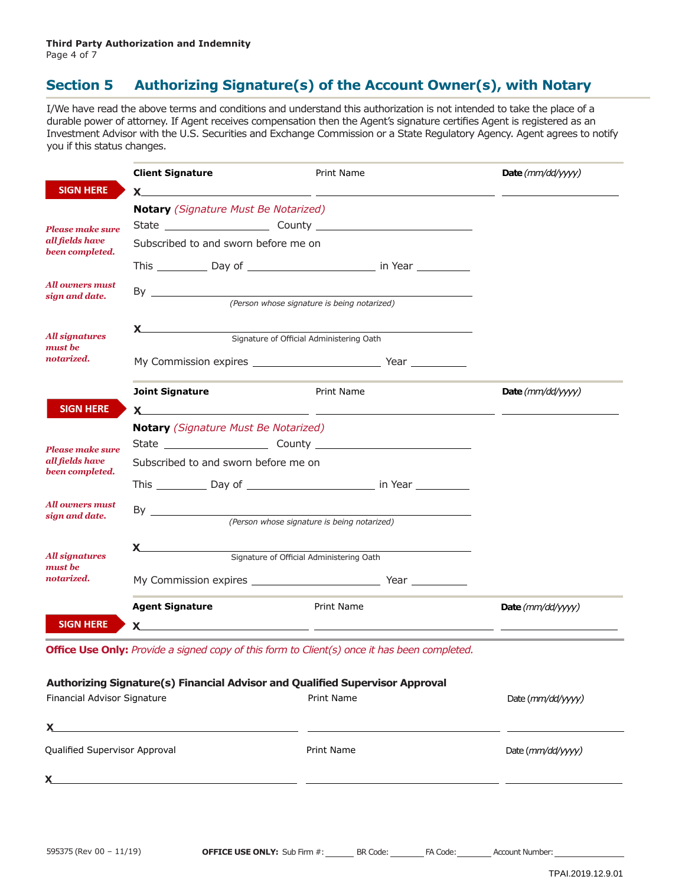## Section 5 Authorizing Signature(s) of the Account Owner(s), with Notary

I/We have read the above terms and conditions and understand this authorization is not intended to take the place of a durable power of attorney. If Agent receives compensation then the Agent's signature certifies Agent is registered as an Investment Advisor with the U.S. Securities and Exchange Commission or a State Regulatory Agency. Agent agrees to notify you if this status changes.

*Please make sure all fields have been completed.*

*All owners must sign and date.*

*All signatures must be notarized.*

**SIGN HERE**

| **Client Signature** | Print Name | **Date** *(mm/dd/yyyy)* |
|---|---|---|
| X______________________ | ______________________ | ______________ |

**Notary** *(Signature Must Be Notarized)*

State ______________ County ______________________

Subscribed to and sworn before me on

This ________ Day of __________________ in Year ________

By ______________________________________
*(Person whose signature is being notarized)*

X______________________________________
Signature of Official Administering Oath

My Commission expires __________________ Year ________

**SIGN HERE**

| **Joint Signature** | Print Name | **Date** *(mm/dd/yyyy)* |
|---|---|---|
| X______________________ | ______________________ | ______________ |

**Notary** *(Signature Must Be Notarized)*

State ______________ County ______________________

Subscribed to and sworn before me on

This ________ Day of __________________ in Year ________

By ______________________________________
*(Person whose signature is being notarized)*

X______________________________________
Signature of Official Administering Oath

My Commission expires __________________ Year ________

**SIGN HERE**

| **Agent Signature** | Print Name | **Date** *(mm/dd/yyyy)* |
|---|---|---|
| X______________________ | ______________________ | ______________ |

**Office Use Only:** *Provide a signed copy of this form to Client(s) once it has been completed.*

**Authorizing Signature(s) Financial Advisor and Qualified Supervisor Approval**

| Financial Advisor Signature | Print Name | Date *(mm/dd/yyyy)* |
|---|---|---|
| X______________________ | ______________________ | ______________ |

| Qualified Supervisor Approval | Print Name | Date *(mm/dd/yyyy)* |
|---|---|---|
| X______________________ | ______________________ | ______________ |

595375 (Rev 00 – 11/19)

**OFFICE USE ONLY:** Sub Firm #: ______ BR Code: ______ FA Code: ______ Account Number: ______________

TPAI.2019.12.9.01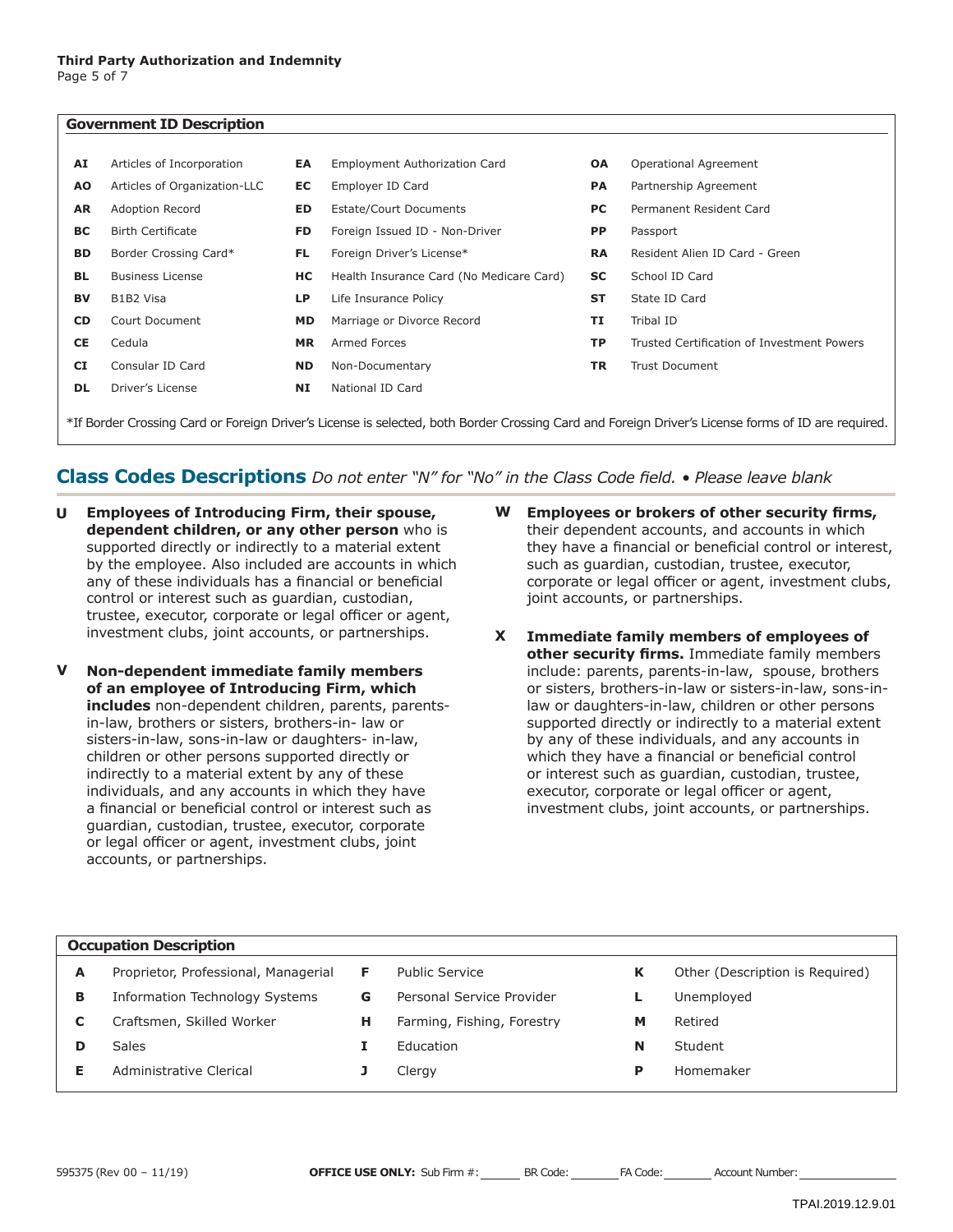## Government ID Description

| Code | Description | Code | Description | Code | Description |
|---|---|---|---|---|---|
| **AI** | Articles of Incorporation | **EA** | Employment Authorization Card | **OA** | Operational Agreement |
| **AO** | Articles of Organization-LLC | **EC** | Employer ID Card | **PA** | Partnership Agreement |
| **AR** | Adoption Record | **ED** | Estate/Court Documents | **PC** | Permanent Resident Card |
| **BC** | Birth Certificate | **FD** | Foreign Issued ID - Non-Driver | **PP** | Passport |
| **BD** | Border Crossing Card* | **FL** | Foreign Driver's License* | **RA** | Resident Alien ID Card - Green |
| **BL** | Business License | **HC** | Health Insurance Card (No Medicare Card) | **SC** | School ID Card |
| **BV** | B1B2 Visa | **LP** | Life Insurance Policy | **ST** | State ID Card |
| **CD** | Court Document | **MD** | Marriage or Divorce Record | **TI** | Tribal ID |
| **CE** | Cedula | **MR** | Armed Forces | **TP** | Trusted Certification of Investment Powers |
| **CI** | Consular ID Card | **ND** | Non-Documentary | **TR** | Trust Document |
| **DL** | Driver's License | **NI** | National ID Card | | |

*If Border Crossing Card or Foreign Driver's License is selected, both Border Crossing Card and Foreign Driver's License forms of ID are required.

## Class Codes Descriptions *Do not enter "N" for "No" in the Class Code field. • Please leave blank*

**U** **Employees of Introducing Firm, their spouse, dependent children, or any other person** who is supported directly or indirectly to a material extent by the employee. Also included are accounts in which any of these individuals has a financial or beneficial control or interest such as guardian, custodian, trustee, executor, corporate or legal officer or agent, investment clubs, joint accounts, or partnerships.

**V** **Non-dependent immediate family members of an employee of Introducing Firm, which includes** non-dependent children, parents, parents-in-law, brothers or sisters, brothers-in- law or sisters-in-law, sons-in-law or daughters- in-law, children or other persons supported directly or indirectly to a material extent by any of these individuals, and any accounts in which they have a financial or beneficial control or interest such as guardian, custodian, trustee, executor, corporate or legal officer or agent, investment clubs, joint accounts, or partnerships.

**W** **Employees or brokers of other security firms,** their dependent accounts, and accounts in which they have a financial or beneficial control or interest, such as guardian, custodian, trustee, executor, corporate or legal officer or agent, investment clubs, joint accounts, or partnerships.

**X** **Immediate family members of employees of other security firms.** Immediate family members include: parents, parents-in-law, spouse, brothers or sisters, brothers-in-law or sisters-in-law, sons-in-law or daughters-in-law, children or other persons supported directly or indirectly to a material extent by any of these individuals, and any accounts in which they have a financial or beneficial control or interest such as guardian, custodian, trustee, executor, corporate or legal officer or agent, investment clubs, joint accounts, or partnerships.

## Occupation Description

| Code | Description | Code | Description | Code | Description |
|---|---|---|---|---|---|
| **A** | Proprietor, Professional, Managerial | **F** | Public Service | **K** | Other (Description is Required) |
| **B** | Information Technology Systems | **G** | Personal Service Provider | **L** | Unemployed |
| **C** | Craftsmen, Skilled Worker | **H** | Farming, Fishing, Forestry | **M** | Retired |
| **D** | Sales | **I** | Education | **N** | Student |
| **E** | Administrative Clerical | **J** | Clergy | **P** | Homemaker |

595375 (Rev 00 – 11/19) **OFFICE USE ONLY:** Sub Firm #: ______ BR Code: ______ FA Code: ______ Account Number: ______

TPAI.2019.12.9.01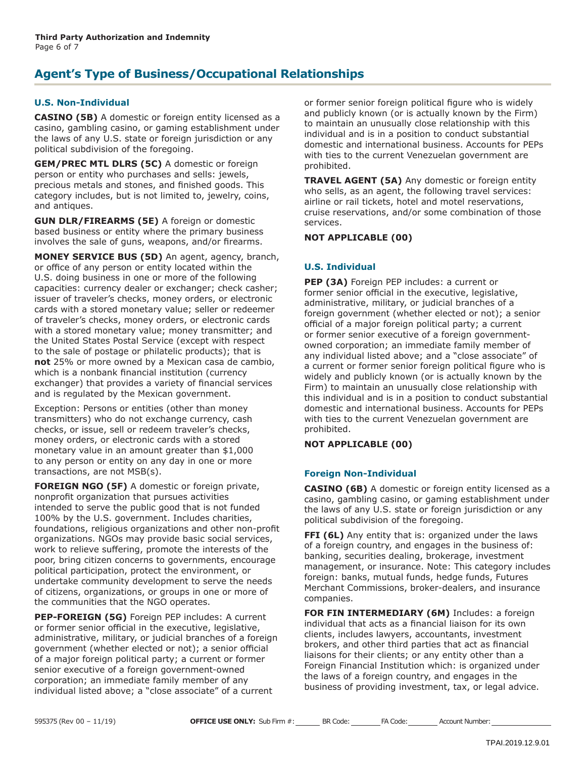## Agent's Type of Business/Occupational Relationships

### U.S. Non-Individual

**CASINO (5B)** A domestic or foreign entity licensed as a casino, gambling casino, or gaming establishment under the laws of any U.S. state or foreign jurisdiction or any political subdivision of the foregoing.

**GEM/PREC MTL DLRS (5C)** A domestic or foreign person or entity who purchases and sells: jewels, precious metals and stones, and finished goods. This category includes, but is not limited to, jewelry, coins, and antiques.

**GUN DLR/FIREARMS (5E)** A foreign or domestic based business or entity where the primary business involves the sale of guns, weapons, and/or firearms.

**MONEY SERVICE BUS (5D)** An agent, agency, branch, or office of any person or entity located within the U.S. doing business in one or more of the following capacities: currency dealer or exchanger; check casher; issuer of traveler's checks, money orders, or electronic cards with a stored monetary value; seller or redeemer of traveler's checks, money orders, or electronic cards with a stored monetary value; money transmitter; and the United States Postal Service (except with respect to the sale of postage or philatelic products); that is **not** 25% or more owned by a Mexican casa de cambio, which is a nonbank financial institution (currency exchanger) that provides a variety of financial services and is regulated by the Mexican government.

Exception: Persons or entities (other than money transmitters) who do not exchange currency, cash checks, or issue, sell or redeem traveler's checks, money orders, or electronic cards with a stored monetary value in an amount greater than $1,000 to any person or entity on any day in one or more transactions, are not MSB(s).

**FOREIGN NGO (5F)** A domestic or foreign private, nonprofit organization that pursues activities intended to serve the public good that is not funded 100% by the U.S. government. Includes charities, foundations, religious organizations and other non-profit organizations. NGOs may provide basic social services, work to relieve suffering, promote the interests of the poor, bring citizen concerns to governments, encourage political participation, protect the environment, or undertake community development to serve the needs of citizens, organizations, or groups in one or more of the communities that the NGO operates.

**PEP-FOREIGN (5G)** Foreign PEP includes: A current or former senior official in the executive, legislative, administrative, military, or judicial branches of a foreign government (whether elected or not); a senior official of a major foreign political party; a current or former senior executive of a foreign government-owned corporation; an immediate family member of any individual listed above; a "close associate" of a current or former senior foreign political figure who is widely and publicly known (or is actually known by the Firm) to maintain an unusually close relationship with this individual and is in a position to conduct substantial domestic and international business. Accounts for PEPs with ties to the current Venezuelan government are prohibited.

**TRAVEL AGENT (5A)** Any domestic or foreign entity who sells, as an agent, the following travel services: airline or rail tickets, hotel and motel reservations, cruise reservations, and/or some combination of those services.

**NOT APPLICABLE (00)**

### U.S. Individual

**PEP (3A)** Foreign PEP includes: a current or former senior official in the executive, legislative, administrative, military, or judicial branches of a foreign government (whether elected or not); a senior official of a major foreign political party; a current or former senior executive of a foreign government-owned corporation; an immediate family member of any individual listed above; and a "close associate" of a current or former senior foreign political figure who is widely and publicly known (or is actually known by the Firm) to maintain an unusually close relationship with this individual and is in a position to conduct substantial domestic and international business. Accounts for PEPs with ties to the current Venezuelan government are prohibited.

**NOT APPLICABLE (00)**

### Foreign Non-Individual

**CASINO (6B)** A domestic or foreign entity licensed as a casino, gambling casino, or gaming establishment under the laws of any U.S. state or foreign jurisdiction or any political subdivision of the foregoing.

**FFI (6L)** Any entity that is: organized under the laws of a foreign country, and engages in the business of: banking, securities dealing, brokerage, investment management, or insurance. Note: This category includes foreign: banks, mutual funds, hedge funds, Futures Merchant Commissions, broker-dealers, and insurance companies.

**FOR FIN INTERMEDIARY (6M)** Includes: a foreign individual that acts as a financial liaison for its own clients, includes lawyers, accountants, investment brokers, and other third parties that act as financial liaisons for their clients; or any entity other than a Foreign Financial Institution which: is organized under the laws of a foreign country, and engages in the business of providing investment, tax, or legal advice.

595375 (Rev 00 – 11/19) **OFFICE USE ONLY:** Sub Firm #: ______ BR Code: ______ FA Code: ______ Account Number: ______

TPAI.2019.12.9.01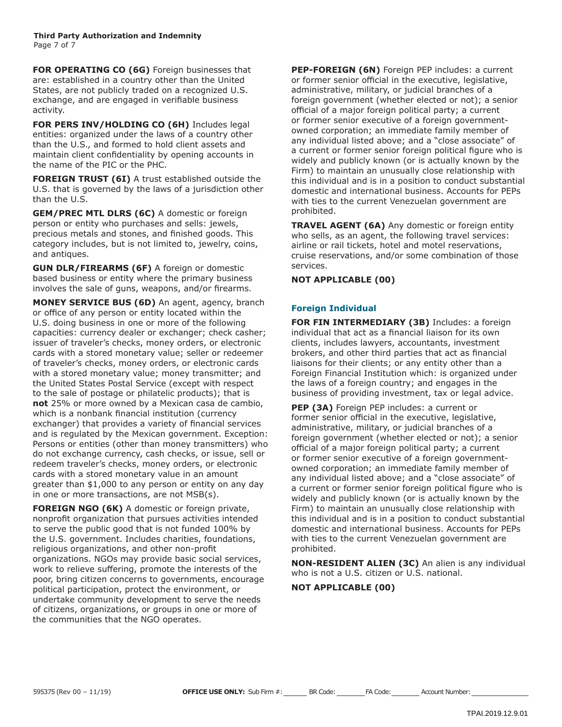**FOR OPERATING CO (6G)** Foreign businesses that are: established in a country other than the United States, are not publicly traded on a recognized U.S. exchange, and are engaged in verifiable business activity.

**FOR PERS INV/HOLDING CO (6H)** Includes legal entities: organized under the laws of a country other than the U.S., and formed to hold client assets and maintain client confidentiality by opening accounts in the name of the PIC or the PHC.

**FOREIGN TRUST (6I)** A trust established outside the U.S. that is governed by the laws of a jurisdiction other than the U.S.

**GEM/PREC MTL DLRS (6C)** A domestic or foreign person or entity who purchases and sells: jewels, precious metals and stones, and finished goods. This category includes, but is not limited to, jewelry, coins, and antiques.

**GUN DLR/FIREARMS (6F)** A foreign or domestic based business or entity where the primary business involves the sale of guns, weapons, and/or firearms.

**MONEY SERVICE BUS (6D)** An agent, agency, branch or office of any person or entity located within the U.S. doing business in one or more of the following capacities: currency dealer or exchanger; check casher; issuer of traveler's checks, money orders, or electronic cards with a stored monetary value; seller or redeemer of traveler's checks, money orders, or electronic cards with a stored monetary value; money transmitter; and the United States Postal Service (except with respect to the sale of postage or philatelic products); that is **not** 25% or more owned by a Mexican casa de cambio, which is a nonbank financial institution (currency exchanger) that provides a variety of financial services and is regulated by the Mexican government. Exception: Persons or entities (other than money transmitters) who do not exchange currency, cash checks, or issue, sell or redeem traveler's checks, money orders, or electronic cards with a stored monetary value in an amount greater than $1,000 to any person or entity on any day in one or more transactions, are not MSB(s).

**FOREIGN NGO (6K)** A domestic or foreign private, nonprofit organization that pursues activities intended to serve the public good that is not funded 100% by the U.S. government. Includes charities, foundations, religious organizations, and other non-profit organizations. NGOs may provide basic social services, work to relieve suffering, promote the interests of the poor, bring citizen concerns to governments, encourage political participation, protect the environment, or undertake community development to serve the needs of citizens, organizations, or groups in one or more of the communities that the NGO operates.

**PEP-FOREIGN (6N)** Foreign PEP includes: a current or former senior official in the executive, legislative, administrative, military, or judicial branches of a foreign government (whether elected or not); a senior official of a major foreign political party; a current or former senior executive of a foreign government-owned corporation; an immediate family member of any individual listed above; and a "close associate" of a current or former senior foreign political figure who is widely and publicly known (or is actually known by the Firm) to maintain an unusually close relationship with this individual and is in a position to conduct substantial domestic and international business. Accounts for PEPs with ties to the current Venezuelan government are prohibited.

**TRAVEL AGENT (6A)** Any domestic or foreign entity who sells, as an agent, the following travel services: airline or rail tickets, hotel and motel reservations, cruise reservations, and/or some combination of those services.

**NOT APPLICABLE (00)**

### Foreign Individual

**FOR FIN INTERMEDIARY (3B)** Includes: a foreign individual that act as a financial liaison for its own clients, includes lawyers, accountants, investment brokers, and other third parties that act as financial liaisons for their clients; or any entity other than a Foreign Financial Institution which: is organized under the laws of a foreign country; and engages in the business of providing investment, tax or legal advice.

**PEP (3A)** Foreign PEP includes: a current or former senior official in the executive, legislative, administrative, military, or judicial branches of a foreign government (whether elected or not); a senior official of a major foreign political party; a current or former senior executive of a foreign government-owned corporation; an immediate family member of any individual listed above; and a "close associate" of a current or former senior foreign political figure who is widely and publicly known (or is actually known by the Firm) to maintain an unusually close relationship with this individual and is in a position to conduct substantial domestic and international business. Accounts for PEPs with ties to the current Venezuelan government are prohibited.

**NON-RESIDENT ALIEN (3C)** An alien is any individual who is not a U.S. citizen or U.S. national.

**NOT APPLICABLE (00)**

595375 (Rev 00 – 11/19) **OFFICE USE ONLY:** Sub Firm #: ______ BR Code: ______ FA Code: ______ Account Number: ______

TPAI.2019.12.9.01